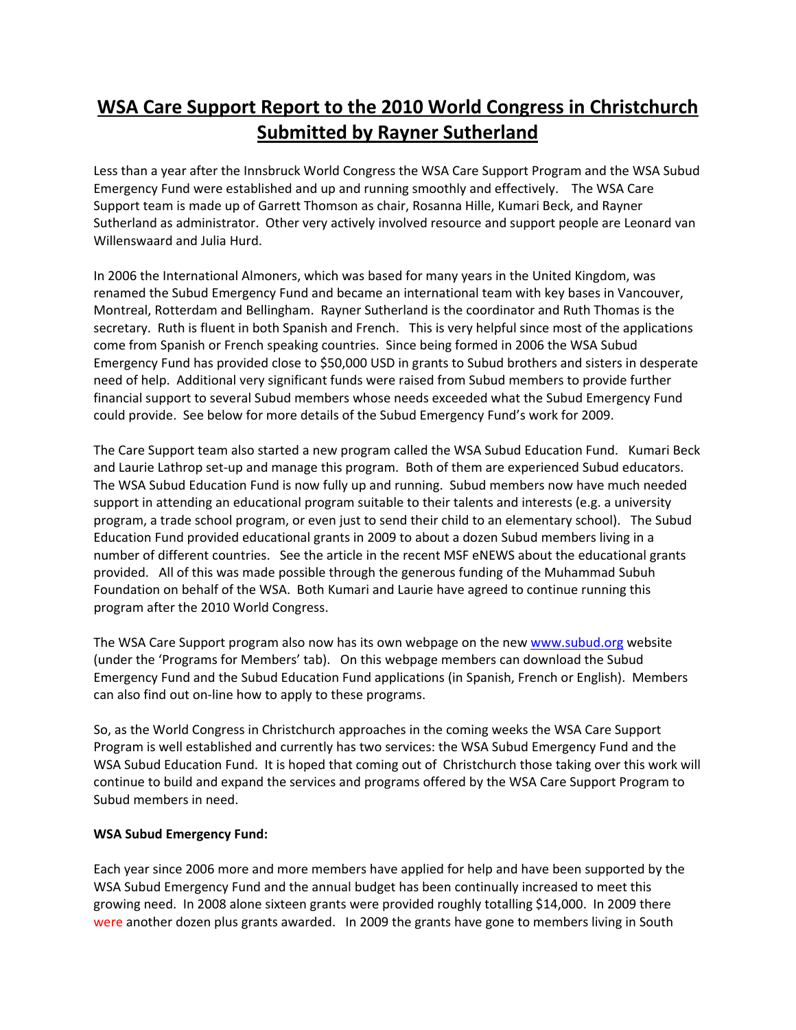# WSA Care Support Report to the 2010 World Congress in Christchurch Submitted by Rayner Sutherland

Less than a year after the Innsbruck World Congress the WSA Care Support Program and the WSA Subud Emergency Fund were established and up and running smoothly and effectively. The WSA Care Support team is made up of Garrett Thomson as chair, Rosanna Hille, Kumari Beck, and Rayner Sutherland as administrator. Other very actively involved resource and support people are Leonard van Willenswaard and Julia Hurd.

In 2006 the International Almoners, which was based for many years in the United Kingdom, was renamed the Subud Emergency Fund and became an international team with key bases in Vancouver, Montreal, Rotterdam and Bellingham. Rayner Sutherland is the coordinator and Ruth Thomas is the secretary. Ruth is fluent in both Spanish and French. This is very helpful since most of the applications come from Spanish or French speaking countries. Since being formed in 2006 the WSA Subud Emergency Fund has provided close to $50,000 USD in grants to Subud brothers and sisters in desperate need of help. Additional very significant funds were raised from Subud members to provide further financial support to several Subud members whose needs exceeded what the Subud Emergency Fund could provide. See below for more details of the Subud Emergency Fund's work for 2009.

The Care Support team also started a new program called the WSA Subud Education Fund. Kumari Beck and Laurie Lathrop set-up and manage this program. Both of them are experienced Subud educators. The WSA Subud Education Fund is now fully up and running. Subud members now have much needed support in attending an educational program suitable to their talents and interests (e.g. a university program, a trade school program, or even just to send their child to an elementary school). The Subud Education Fund provided educational grants in 2009 to about a dozen Subud members living in a number of different countries. See the article in the recent MSF eNEWS about the educational grants provided. All of this was made possible through the generous funding of the Muhammad Subuh Foundation on behalf of the WSA. Both Kumari and Laurie have agreed to continue running this program after the 2010 World Congress.

The WSA Care Support program also now has its own webpage on the new www.subud.org website (under the 'Programs for Members' tab). On this webpage members can download the Subud Emergency Fund and the Subud Education Fund applications (in Spanish, French or English). Members can also find out on-line how to apply to these programs.

So, as the World Congress in Christchurch approaches in the coming weeks the WSA Care Support Program is well established and currently has two services: the WSA Subud Emergency Fund and the WSA Subud Education Fund. It is hoped that coming out of Christchurch those taking over this work will continue to build and expand the services and programs offered by the WSA Care Support Program to Subud members in need.

**WSA Subud Emergency Fund:**

Each year since 2006 more and more members have applied for help and have been supported by the WSA Subud Emergency Fund and the annual budget has been continually increased to meet this growing need. In 2008 alone sixteen grants were provided roughly totalling $14,000. In 2009 there were another dozen plus grants awarded. In 2009 the grants have gone to members living in South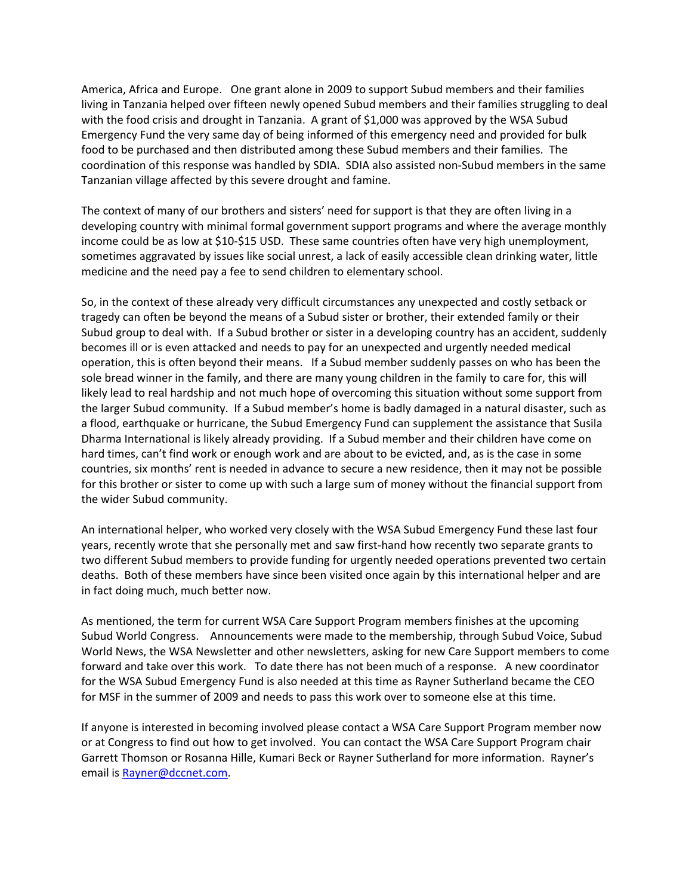America, Africa and Europe. One grant alone in 2009 to support Subud members and their families living in Tanzania helped over fifteen newly opened Subud members and their families struggling to deal with the food crisis and drought in Tanzania. A grant of $1,000 was approved by the WSA Subud Emergency Fund the very same day of being informed of this emergency need and provided for bulk food to be purchased and then distributed among these Subud members and their families. The coordination of this response was handled by SDIA. SDIA also assisted non-Subud members in the same Tanzanian village affected by this severe drought and famine.

The context of many of our brothers and sisters' need for support is that they are often living in a developing country with minimal formal government support programs and where the average monthly income could be as low at $10-$15 USD. These same countries often have very high unemployment, sometimes aggravated by issues like social unrest, a lack of easily accessible clean drinking water, little medicine and the need pay a fee to send children to elementary school.

So, in the context of these already very difficult circumstances any unexpected and costly setback or tragedy can often be beyond the means of a Subud sister or brother, their extended family or their Subud group to deal with. If a Subud brother or sister in a developing country has an accident, suddenly becomes ill or is even attacked and needs to pay for an unexpected and urgently needed medical operation, this is often beyond their means. If a Subud member suddenly passes on who has been the sole bread winner in the family, and there are many young children in the family to care for, this will likely lead to real hardship and not much hope of overcoming this situation without some support from the larger Subud community. If a Subud member's home is badly damaged in a natural disaster, such as a flood, earthquake or hurricane, the Subud Emergency Fund can supplement the assistance that Susila Dharma International is likely already providing. If a Subud member and their children have come on hard times, can't find work or enough work and are about to be evicted, and, as is the case in some countries, six months' rent is needed in advance to secure a new residence, then it may not be possible for this brother or sister to come up with such a large sum of money without the financial support from the wider Subud community.

An international helper, who worked very closely with the WSA Subud Emergency Fund these last four years, recently wrote that she personally met and saw first-hand how recently two separate grants to two different Subud members to provide funding for urgently needed operations prevented two certain deaths. Both of these members have since been visited once again by this international helper and are in fact doing much, much better now.

As mentioned, the term for current WSA Care Support Program members finishes at the upcoming Subud World Congress. Announcements were made to the membership, through Subud Voice, Subud World News, the WSA Newsletter and other newsletters, asking for new Care Support members to come forward and take over this work. To date there has not been much of a response. A new coordinator for the WSA Subud Emergency Fund is also needed at this time as Rayner Sutherland became the CEO for MSF in the summer of 2009 and needs to pass this work over to someone else at this time.

If anyone is interested in becoming involved please contact a WSA Care Support Program member now or at Congress to find out how to get involved. You can contact the WSA Care Support Program chair Garrett Thomson or Rosanna Hille, Kumari Beck or Rayner Sutherland for more information. Rayner's email is Rayner@dccnet.com.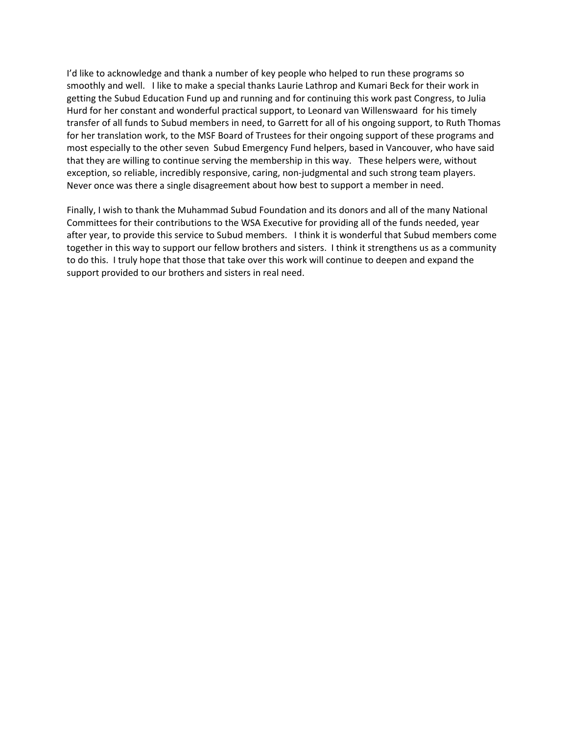I'd like to acknowledge and thank a number of key people who helped to run these programs so smoothly and well. I like to make a special thanks Laurie Lathrop and Kumari Beck for their work in getting the Subud Education Fund up and running and for continuing this work past Congress, to Julia Hurd for her constant and wonderful practical support, to Leonard van Willenswaard for his timely transfer of all funds to Subud members in need, to Garrett for all of his ongoing support, to Ruth Thomas for her translation work, to the MSF Board of Trustees for their ongoing support of these programs and most especially to the other seven Subud Emergency Fund helpers, based in Vancouver, who have said that they are willing to continue serving the membership in this way. These helpers were, without exception, so reliable, incredibly responsive, caring, non-judgmental and such strong team players. Never once was there a single disagreement about how best to support a member in need.

Finally, I wish to thank the Muhammad Subud Foundation and its donors and all of the many National Committees for their contributions to the WSA Executive for providing all of the funds needed, year after year, to provide this service to Subud members. I think it is wonderful that Subud members come together in this way to support our fellow brothers and sisters. I think it strengthens us as a community to do this. I truly hope that those that take over this work will continue to deepen and expand the support provided to our brothers and sisters in real need.